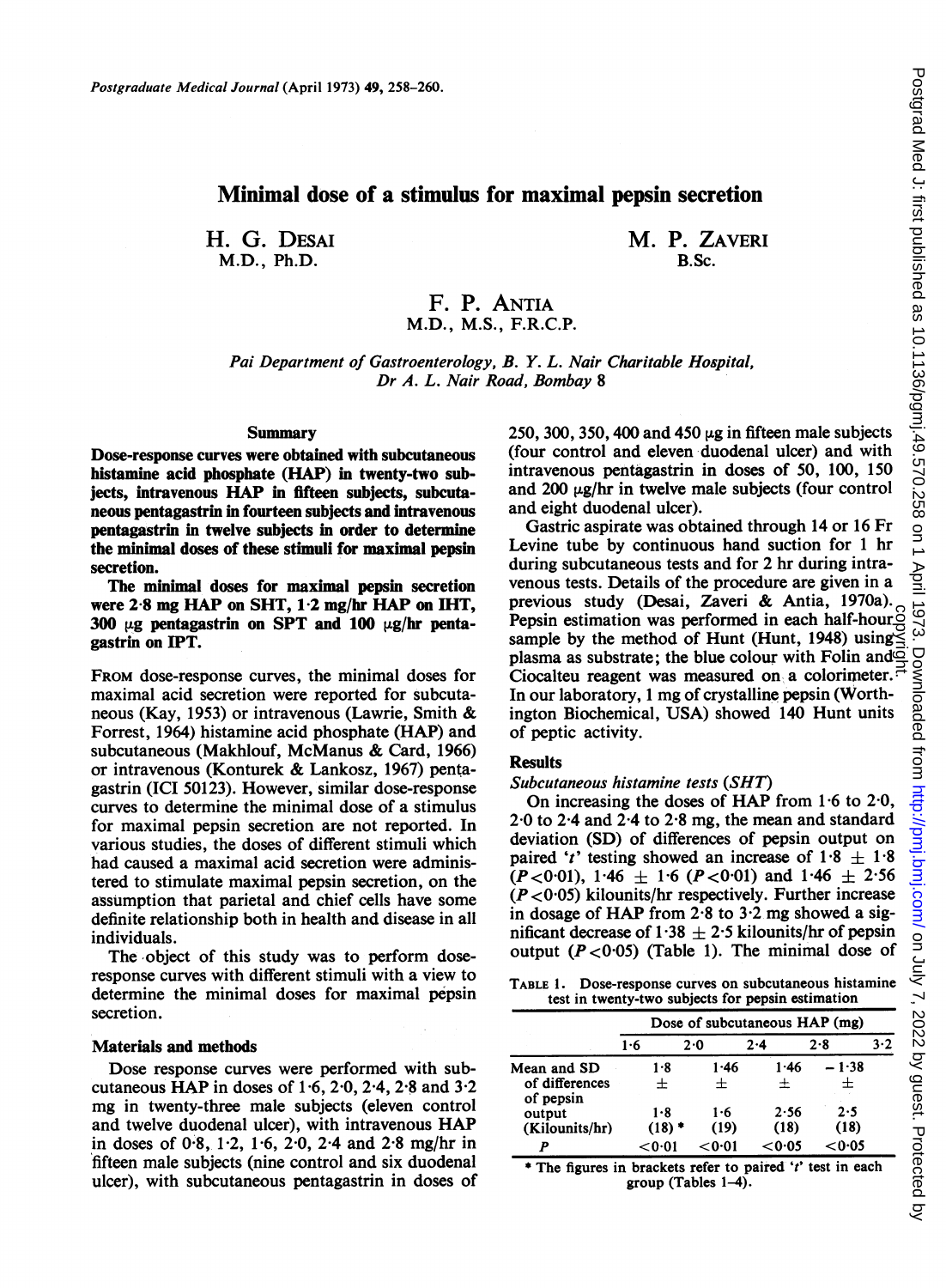# Minimal dose of a stimulus for maximal pepsin secretion

H. G. DESAI
M.D., Ph.D.

M. P. ZAVERI
B.Sc.

F. P. ANTIA
M.D., M.S., F.R.C.P.

*Pai Department of Gastroenterology, B. Y. L. Nair Charitable Hospital, Dr A. L. Nair Road, Bombay 8*

## Summary

**Dose-response curves were obtained with subcutaneous histamine acid phosphate (HAP) in twenty-two subjects, intravenous HAP in fifteen subjects, subcutaneous pentagastrin in fourteen subjects and intravenous pentagastrin in twelve subjects in order to determine the minimal doses of these stimuli for maximal pepsin secretion.**

**The minimal doses for maximal pepsin secretion were 2·8 mg HAP on SHT, 1·2 mg/hr HAP on IHT, 300 μg pentagastrin on SPT and 100 μg/hr pentagastrin on IPT.**

FROM dose-response curves, the minimal doses for maximal acid secretion were reported for subcutaneous (Kay, 1953) or intravenous (Lawrie, Smith & Forrest, 1964) histamine acid phosphate (HAP) and subcutaneous (Makhlouf, McManus & Card, 1966) or intravenous (Konturek & Lankosz, 1967) pentagastrin (ICI 50123). However, similar dose-response curves to determine the minimal dose of a stimulus for maximal pepsin secretion are not reported. In various studies, the doses of different stimuli which had caused a maximal acid secretion were administered to stimulate maximal pepsin secretion, on the assumption that parietal and chief cells have some definite relationship both in health and disease in all individuals.

The object of this study was to perform dose-response curves with different stimuli with a view to determine the minimal doses for maximal pepsin secretion.

## Materials and methods

Dose response curves were performed with subcutaneous HAP in doses of 1·6, 2·0, 2·4, 2·8 and 3·2 mg in twenty-three male subjects (eleven control and twelve duodenal ulcer), with intravenous HAP in doses of 0·8, 1·2, 1·6, 2·0, 2·4 and 2·8 mg/hr in fifteen male subjects (nine control and six duodenal ulcer), with subcutaneous pentagastrin in doses of 250, 300, 350, 400 and 450 μg in fifteen male subjects (four control and eleven duodenal ulcer) and with intravenous pentagastrin in doses of 50, 100, 150 and 200 μg/hr in twelve male subjects (four control and eight duodenal ulcer).

Gastric aspirate was obtained through 14 or 16 Fr Levine tube by continuous hand suction for 1 hr during subcutaneous tests and for 2 hr during intravenous tests. Details of the procedure are given in a previous study (Desai, Zaveri & Antia, 1970a). Pepsin estimation was performed in each half-hour sample by the method of Hunt (Hunt, 1948) using plasma as substrate; the blue colour with Folin and Ciocalteu reagent was measured on a colorimeter. In our laboratory, 1 mg of crystalline pepsin (Worthington Biochemical, USA) showed 140 Hunt units of peptic activity.

## Results

### *Subcutaneous histamine tests (SHT)*

On increasing the doses of HAP from 1·6 to 2·0, 2·0 to 2·4 and 2·4 to 2·8 mg, the mean and standard deviation (SD) of differences of pepsin output on paired '$t$' testing showed an increase of 1·8 ± 1·8 ($P<0·01$), 1·46 ± 1·6 ($P<0·01$) and 1·46 ± 2·56 ($P<0·05$) kilounits/hr respectively. Further increase in dosage of HAP from 2·8 to 3·2 mg showed a significant decrease of 1·38 ± 2·5 kilounits/hr of pepsin output ($P<0·05$) (Table 1). The minimal dose of

TABLE 1. Dose-response curves on subcutaneous histamine test in twenty-two subjects for pepsin estimation

| | Dose of subcutaneous HAP (mg) | | | | |
|---|---|---|---|---|---|
| | 1·6 | 2·0 | 2·4 | 2·8 | 3·2 |
| Mean and SD of differences of pepsin output (Kilounits/hr) | 1·8 ± 1·8 (18) * | | 1·46 ± 1·6 (19) | 1·46 ± 2·56 (18) | −1·38 ± 2·5 (18) |
| $P$ | <0·01 | | <0·01 | <0·05 | <0·05 |

\* The figures in brackets refer to paired '$t$' test in each group (Tables 1–4).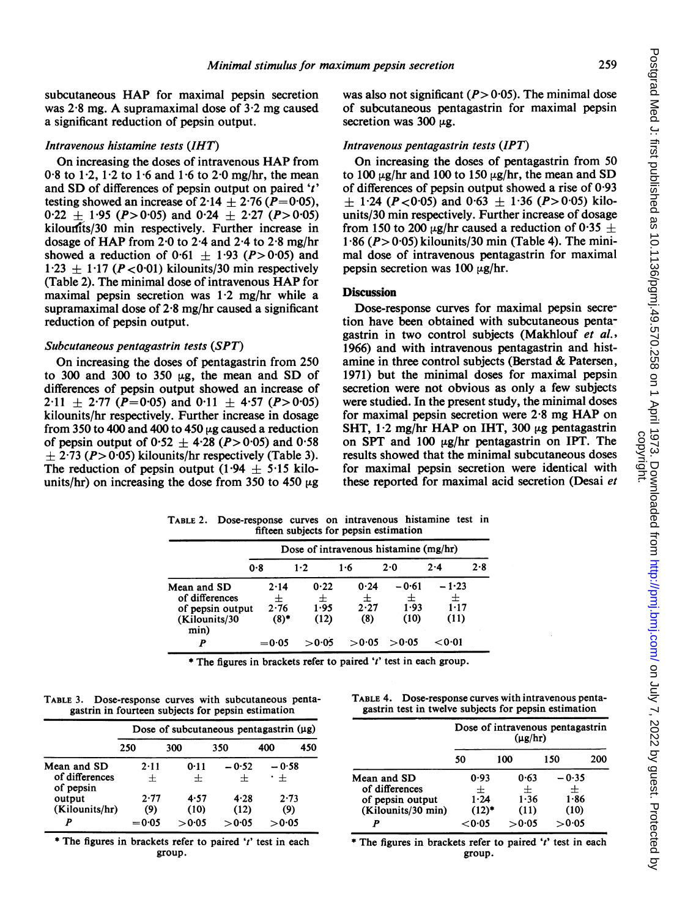subcutaneous HAP for maximal pepsin secretion was 2·8 mg. A supramaximal dose of 3·2 mg caused a significant reduction of pepsin output.

*Intravenous histamine tests (IHT)*

On increasing the doses of intravenous HAP from 0·8 to 1·2, 1·2 to 1·6 and 1·6 to 2·0 mg/hr, the mean and SD of differences of pepsin output on paired '*t*' testing showed an increase of 2·14 ± 2·76 ($P=0·05$), 0·22 ± 1·95 ($P>0·05$) and 0·24 ± 2·27 ($P>0·05$) kilounits/30 min respectively. Further increase in dosage of HAP from 2·0 to 2·4 and 2·4 to 2·8 mg/hr showed a reduction of 0·61 ± 1·93 ($P>0·05$) and 1·23 ± 1·17 ($P<0·01$) kilounits/30 min respectively (Table 2). The minimal dose of intravenous HAP for maximal pepsin secretion was 1·2 mg/hr while a supramaximal dose of 2·8 mg/hr caused a significant reduction of pepsin output.

*Subcutaneous pentagastrin tests (SPT)*

On increasing the doses of pentagastrin from 250 to 300 and 300 to 350 μg, the mean and SD of differences of pepsin output showed an increase of 2·11 ± 2·77 ($P=0·05$) and 0·11 ± 4·57 ($P>0·05$) kilounits/hr respectively. Further increase in dosage from 350 to 400 and 400 to 450 μg caused a reduction of pepsin output of 0·52 ± 4·28 ($P>0·05$) and 0·58 ± 2·73 ($P>0·05$) kilounits/hr respectively (Table 3). The reduction of pepsin output (1·94 ± 5·15 kilounits/hr) on increasing the dose from 350 to 450 μg was also not significant ($P>0·05$). The minimal dose of subcutaneous pentagastrin for maximal pepsin secretion was 300 μg.

*Intravenous pentagastrin tests (IPT)*

On increasing the doses of pentagastrin from 50 to 100 μg/hr and 100 to 150 μg/hr, the mean and SD of differences of pepsin output showed a rise of 0·93 ± 1·24 ($P<0·05$) and 0·63 ± 1·36 ($P>0·05$) kilounits/30 min respectively. Further increase of dosage from 150 to 200 μg/hr caused a reduction of 0·35 ± 1·86 ($P>0·05$) kilounits/30 min (Table 4). The minimal dose of intravenous pentagastrin for maximal pepsin secretion was 100 μg/hr.

## Discussion

Dose-response curves for maximal pepsin secretion have been obtained with subcutaneous pentagastrin in two control subjects (Makhlouf *et al.*, 1966) and with intravenous pentagastrin and histamine in three control subjects (Berstad & Patersen, 1971) but the minimal doses for maximal pepsin secretion were not obvious as only a few subjects were studied. In the present study, the minimal doses for maximal pepsin secretion were 2·8 mg HAP on SHT, 1·2 mg/hr HAP on IHT, 300 μg pentagastrin on SPT and 100 μg/hr pentagastrin on IPT. The results showed that the minimal subcutaneous doses for maximal pepsin secretion were identical with these reported for maximal acid secretion (Desai *et*

TABLE 2. Dose-response curves on intravenous histamine test in fifteen subjects for pepsin estimation

| | Dose of intravenous histamine (mg/hr) | | | | |
|---|---|---|---|---|---|
| | 0·8–1·2 | 1·2–1·6 | 1·6–2·0 | 2·0–2·4 | 2·4–2·8 |
| Mean and SD of differences of pepsin output (Kilounits/30 min) | 2·14 ± 2·76 (8)* | 0·22 ± 1·95 (12) | 0·24 ± 2·27 (8) | −0·61 ± 1·93 (10) | −1·23 ± 1·17 (11) |
| *P* | =0·05 | >0·05 | >0·05 | >0·05 | <0·01 |

\* The figures in brackets refer to paired '*t*' test in each group.

TABLE 3. Dose-response curves with subcutaneous pentagastrin in fourteen subjects for pepsin estimation

| | Dose of subcutaneous pentagastrin (μg) | | | |
|---|---|---|---|---|
| | 250–300 | 300–350 | 350–400 | 400–450 |
| Mean and SD of differences of pepsin output (Kilounits/hr) | 2·11 ± 2·77 (9) | 0·11 ± 4·57 (10) | −0·52 ± 4·28 (12) | −0·58 ± 2·73 (9) |
| *P* | =0·05 | >0·05 | >0·05 | >0·05 |

\* The figures in brackets refer to paired '*t*' test in each group.

TABLE 4. Dose-response curves with intravenous pentagastrin test in twelve subjects for pepsin estimation

| | Dose of intravenous pentagastrin (μg/hr) | | |
|---|---|---|---|
| | 50–100 | 100–150 | 150–200 |
| Mean and SD of differences of pepsin output (Kilounits/30 min) | 0·93 ± 1·24 (12)* | 0·63 ± 1·36 (11) | −0·35 ± 1·86 (10) |
| *P* | <0·05 | >0·05 | >0·05 |

\* The figures in brackets refer to paired '*t*' test in each group.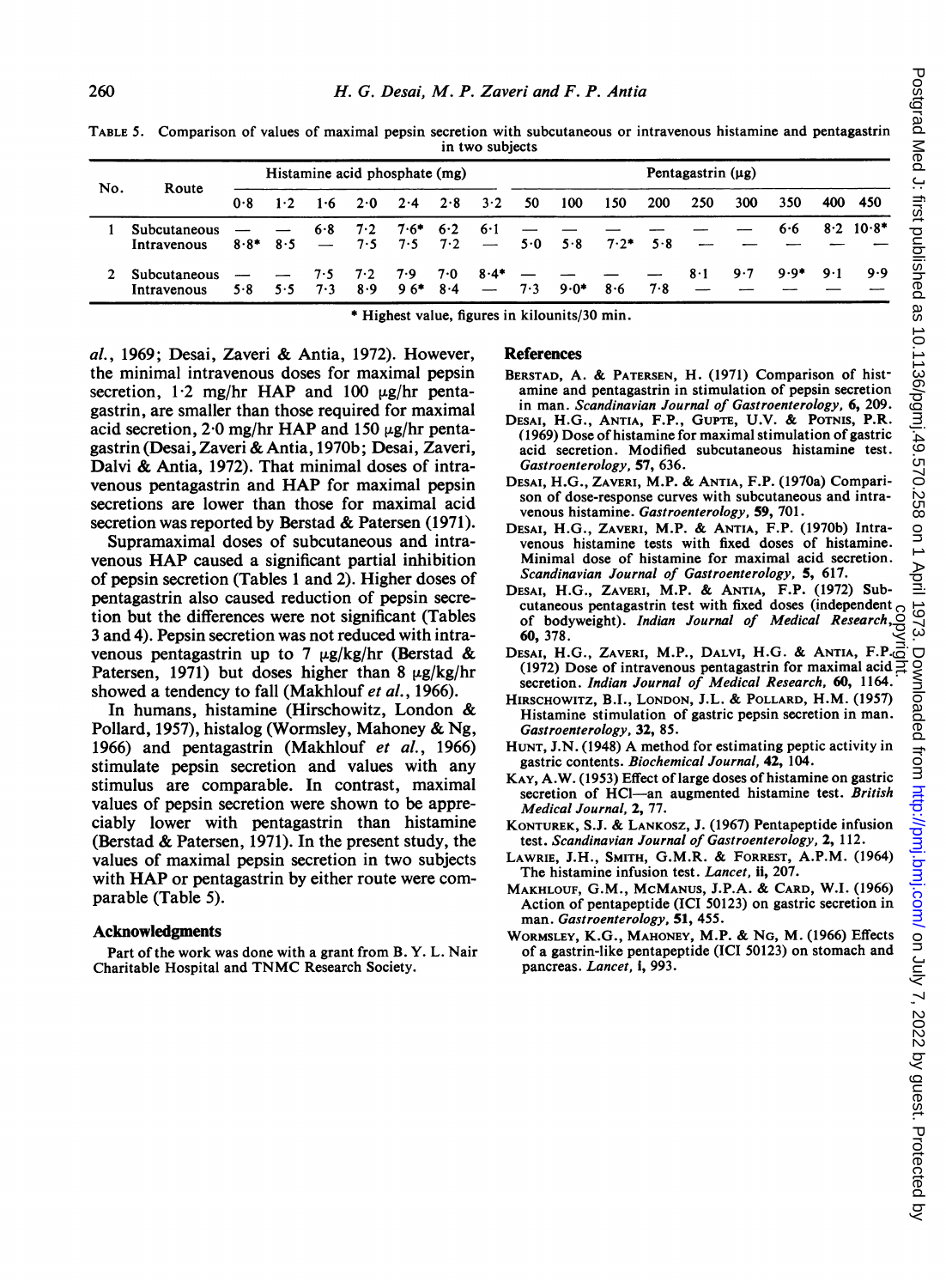TABLE 5. Comparison of values of maximal pepsin secretion with subcutaneous or intravenous histamine and pentagastrin in two subjects

| No. | Route | Histamine acid phosphate (mg) | | | | | | | Pentagastrin (μg) | | | | | | | | |
|---|---|---|---|---|---|---|---|---|---|---|---|---|---|---|---|---|---|
| | | 0·8 | 1·2 | 1·6 | 2·0 | 2·4 | 2·8 | 3·2 | 50 | 100 | 150 | 200 | 250 | 300 | 350 | 400 | 450 |
| 1 | Subcutaneous | — | — | 6·8 | 7·2 | 7·6* | 6·2 | 6·1 | — | — | — | — | — | — | 6·6 | 8·2 | 10·8* |
| | Intravenous | 8·8* | 8·5 | — | 7·5 | 7·5 | 7·2 | — | 5·0 | 5·8 | 7·2* | 5·8 | — | — | — | — | — |
| 2 | Subcutaneous | — | — | 7·5 | 7·2 | 7·9 | 7·0 | 8·4* | — | — | — | — | 8·1 | 9·7 | 9·9* | 9·1 | 9·9 |
| | Intravenous | 5·8 | 5·5 | 7·3 | 8·9 | 9·6* | 8·4 | — | 7·3 | 9·0* | 8·6 | 7·8 | — | — | — | — | — |

\* Highest value, figures in kilounits/30 min.

al., 1969; Desai, Zaveri & Antia, 1972). However, the minimal intravenous doses for maximal pepsin secretion, 1·2 mg/hr HAP and 100 μg/hr pentagastrin, are smaller than those required for maximal acid secretion, 2·0 mg/hr HAP and 150 μg/hr pentagastrin (Desai, Zaveri & Antia, 1970b; Desai, Zaveri, Dalvi & Antia, 1972). That minimal doses of intravenous pentagastrin and HAP for maximal pepsin secretions are lower than those for maximal acid secretion was reported by Berstad & Patersen (1971).

Supramaximal doses of subcutaneous and intravenous HAP caused a significant partial inhibition of pepsin secretion (Tables 1 and 2). Higher doses of pentagastrin also caused reduction of pepsin secretion but the differences were not significant (Tables 3 and 4). Pepsin secretion was not reduced with intravenous pentagastrin up to 7 μg/kg/hr (Berstad & Patersen, 1971) but doses higher than 8 μg/kg/hr showed a tendency to fall (Makhlouf *et al.*, 1966).

In humans, histamine (Hirschowitz, London & Pollard, 1957), histalog (Wormsley, Mahoney & Ng, 1966) and pentagastrin (Makhlouf *et al.*, 1966) stimulate pepsin secretion and values with any stimulus are comparable. In contrast, maximal values of pepsin secretion were shown to be appreciably lower with pentagastrin than histamine (Berstad & Patersen, 1971). In the present study, the values of maximal pepsin secretion in two subjects with HAP or pentagastrin by either route were comparable (Table 5).

## Acknowledgments

Part of the work was done with a grant from B. Y. L. Nair Charitable Hospital and TNMC Research Society.

## References

BERSTAD, A. & PATERSEN, H. (1971) Comparison of histamine and pentagastrin in stimulation of pepsin secretion in man. *Scandinavian Journal of Gastroenterology*, **6**, 209.

DESAI, H.G., ANTIA, F.P., GUPTE, U.V. & POTNIS, P.R. (1969) Dose of histamine for maximal stimulation of gastric acid secretion. Modified subcutaneous histamine test. *Gastroenterology*, **57**, 636.

DESAI, H.G., ZAVERI, M.P. & ANTIA, F.P. (1970a) Comparison of dose-response curves with subcutaneous and intravenous histamine. *Gastroenterology*, **59**, 701.

DESAI, H.G., ZAVERI, M.P. & ANTIA, F.P. (1970b) Intravenous histamine tests with fixed doses of histamine. Minimal dose of histamine for maximal acid secretion. *Scandinavian Journal of Gastroenterology*, **5**, 617.

DESAI, H.G., ZAVERI, M.P. & ANTIA, F.P. (1972) Subcutaneous pentagastrin test with fixed doses (independent of bodyweight). *Indian Journal of Medical Research*, **60**, 378.

DESAI, H.G., ZAVERI, M.P., DALVI, H.G. & ANTIA, F.P. (1972) Dose of intravenous pentagastrin for maximal acid secretion. *Indian Journal of Medical Research*, **60**, 1164.

HIRSCHOWITZ, B.I., LONDON, J.L. & POLLARD, H.M. (1957) Histamine stimulation of gastric pepsin secretion in man. *Gastroenterology*, **32**, 85.

HUNT, J.N. (1948) A method for estimating peptic activity in gastric contents. *Biochemical Journal*, **42**, 104.

KAY, A.W. (1953) Effect of large doses of histamine on gastric secretion of HCl—an augmented histamine test. *British Medical Journal*, **2**, 77.

KONTUREK, S.J. & LANKOSZ, J. (1967) Pentapeptide infusion test. *Scandinavian Journal of Gastroenterology*, **2**, 112.

LAWRIE, J.H., SMITH, G.M.R. & FORREST, A.P.M. (1964) The histamine infusion test. *Lancet*, **ii**, 207.

MAKHLOUF, G.M., MCMANUS, J.P.A. & CARD, W.I. (1966) Action of pentapeptide (ICI 50123) on gastric secretion in man. *Gastroenterology*, **51**, 455.

WORMSLEY, K.G., MAHONEY, M.P. & NG, M. (1966) Effects of a gastrin-like pentapeptide (ICI 50123) on stomach and pancreas. *Lancet*, **i**, 993.